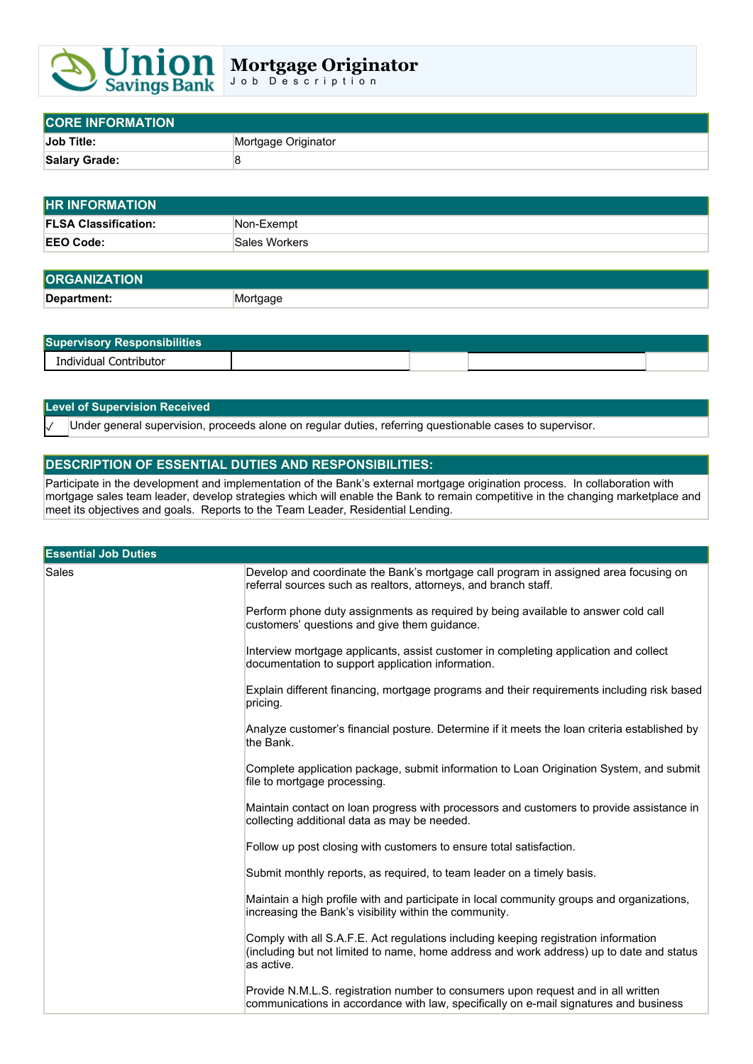# Mortgage Originator

Job Description

| CORE INFORMATION | |
|---|---|
| **Job Title:** | Mortgage Originator |
| **Salary Grade:** | 8 |

| HR INFORMATION | |
|---|---|
| **FLSA Classification:** | Non-Exempt |
| **EEO Code:** | Sales Workers |

| ORGANIZATION | |
|---|---|
| **Department:** | Mortgage |

| Supervisory Responsibilities | | | | |
|---|---|---|---|---|
| Individual Contributor | | | | |

| Level of Supervision Received | |
|---|---|
| ✓ | Under general supervision, proceeds alone on regular duties, referring questionable cases to supervisor. |

## DESCRIPTION OF ESSENTIAL DUTIES AND RESPONSIBILITIES:

Participate in the development and implementation of the Bank's external mortgage origination process. In collaboration with mortgage sales team leader, develop strategies which will enable the Bank to remain competitive in the changing marketplace and meet its objectives and goals. Reports to the Team Leader, Residential Lending.

| Essential Job Duties | |
|---|---|
| Sales | Develop and coordinate the Bank's mortgage call program in assigned area focusing on referral sources such as realtors, attorneys, and branch staff.<br><br>Perform phone duty assignments as required by being available to answer cold call customers' questions and give them guidance.<br><br>Interview mortgage applicants, assist customer in completing application and collect documentation to support application information.<br><br>Explain different financing, mortgage programs and their requirements including risk based pricing.<br><br>Analyze customer's financial posture. Determine if it meets the loan criteria established by the Bank.<br><br>Complete application package, submit information to Loan Origination System, and submit file to mortgage processing.<br><br>Maintain contact on loan progress with processors and customers to provide assistance in collecting additional data as may be needed.<br><br>Follow up post closing with customers to ensure total satisfaction.<br><br>Submit monthly reports, as required, to team leader on a timely basis.<br><br>Maintain a high profile with and participate in local community groups and organizations, increasing the Bank's visibility within the community.<br><br>Comply with all S.A.F.E. Act regulations including keeping registration information (including but not limited to name, home address and work address) up to date and status as active.<br><br>Provide N.M.L.S. registration number to consumers upon request and in all written communications in accordance with law, specifically on e-mail signatures and business |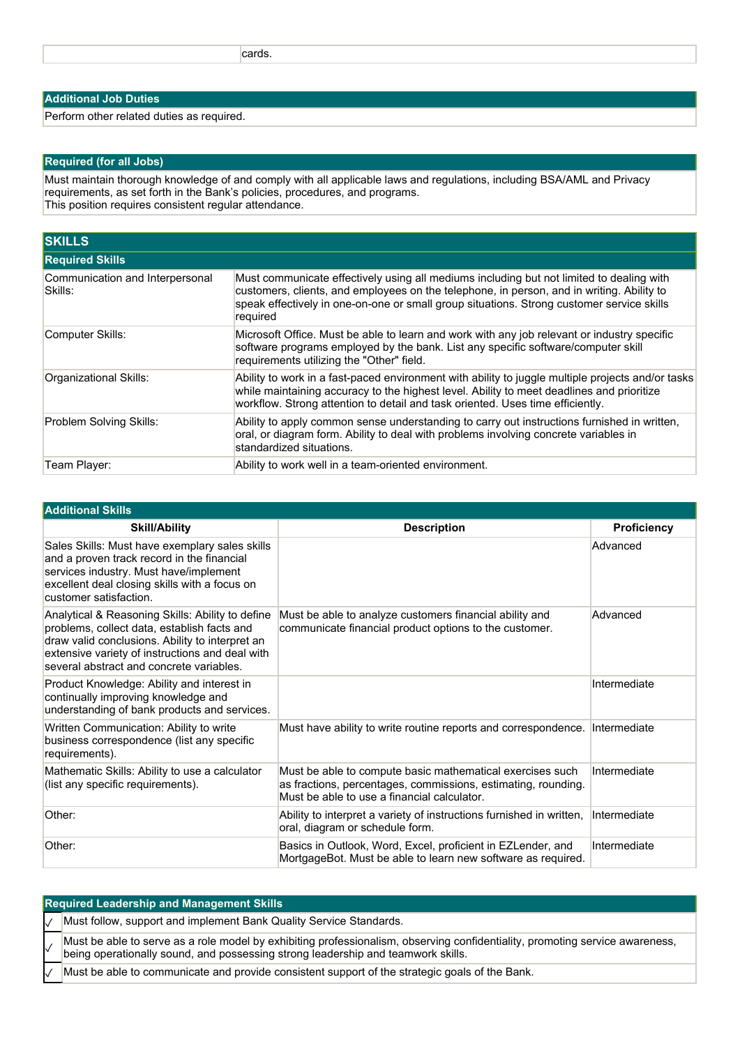| | |
|---|---|
| | cards. |

## Additional Job Duties

Perform other related duties as required.

## Required (for all Jobs)

Must maintain thorough knowledge of and comply with all applicable laws and regulations, including BSA/AML and Privacy requirements, as set forth in the Bank's policies, procedures, and programs.
This position requires consistent regular attendance.

# SKILLS

## Required Skills

| | |
|---|---|
| Communication and Interpersonal Skills: | Must communicate effectively using all mediums including but not limited to dealing with customers, clients, and employees on the telephone, in person, and in writing. Ability to speak effectively in one-on-one or small group situations. Strong customer service skills required |
| Computer Skills: | Microsoft Office. Must be able to learn and work with any job relevant or industry specific software programs employed by the bank. List any specific software/computer skill requirements utilizing the "Other" field. |
| Organizational Skills: | Ability to work in a fast-paced environment with ability to juggle multiple projects and/or tasks while maintaining accuracy to the highest level. Ability to meet deadlines and prioritize workflow. Strong attention to detail and task oriented. Uses time efficiently. |
| Problem Solving Skills: | Ability to apply common sense understanding to carry out instructions furnished in written, oral, or diagram form. Ability to deal with problems involving concrete variables in standardized situations. |
| Team Player: | Ability to work well in a team-oriented environment. |

## Additional Skills

| Skill/Ability | Description | Proficiency |
|---|---|---|
| Sales Skills: Must have exemplary sales skills and a proven track record in the financial services industry. Must have/implement excellent deal closing skills with a focus on customer satisfaction. | | Advanced |
| Analytical & Reasoning Skills: Ability to define problems, collect data, establish facts and draw valid conclusions. Ability to interpret an extensive variety of instructions and deal with several abstract and concrete variables. | Must be able to analyze customers financial ability and communicate financial product options to the customer. | Advanced |
| Product Knowledge: Ability and interest in continually improving knowledge and understanding of bank products and services. | | Intermediate |
| Written Communication: Ability to write business correspondence (list any specific requirements). | Must have ability to write routine reports and correspondence. | Intermediate |
| Mathematic Skills: Ability to use a calculator (list any specific requirements). | Must be able to compute basic mathematical exercises such as fractions, percentages, commissions, estimating, rounding. Must be able to use a financial calculator. | Intermediate |
| Other: | Ability to interpret a variety of instructions furnished in written, oral, diagram or schedule form. | Intermediate |
| Other: | Basics in Outlook, Word, Excel, proficient in EZLender, and MortgageBot. Must be able to learn new software as required. | Intermediate |

## Required Leadership and Management Skills

| | |
|---|---|
| ✓ | Must follow, support and implement Bank Quality Service Standards. |
| ✓ | Must be able to serve as a role model by exhibiting professionalism, observing confidentiality, promoting service awareness, being operationally sound, and possessing strong leadership and teamwork skills. |
| ✓ | Must be able to communicate and provide consistent support of the strategic goals of the Bank. |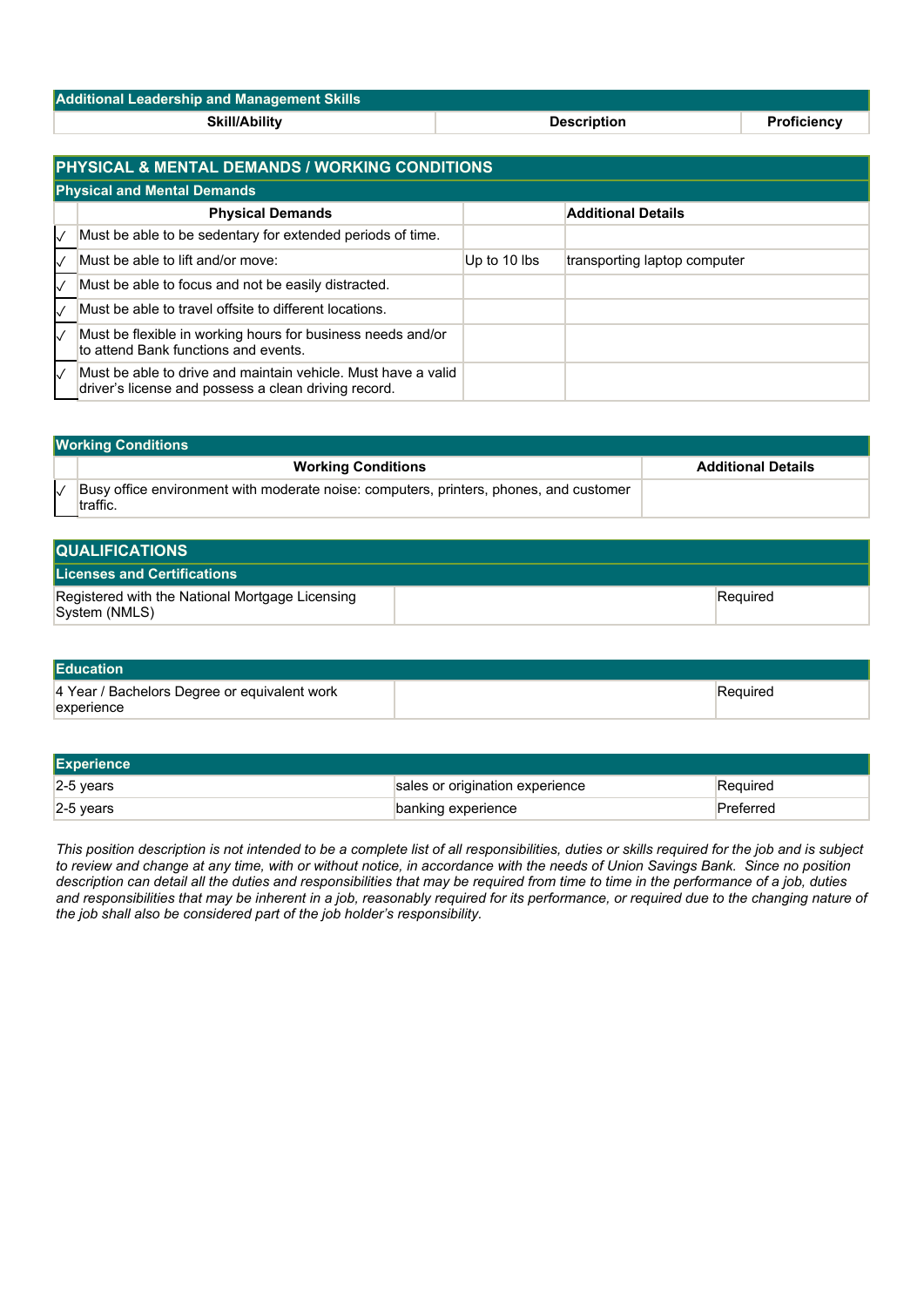| Additional Leadership and Management Skills | | |
|---|---|---|
| **Skill/Ability** | **Description** | **Proficiency** |

# PHYSICAL & MENTAL DEMANDS / WORKING CONDITIONS

## Physical and Mental Demands

| | Physical Demands | | Additional Details |
|---|---|---|---|
| ✓ | Must be able to be sedentary for extended periods of time. | | |
| ✓ | Must be able to lift and/or move: | Up to 10 lbs | transporting laptop computer |
| ✓ | Must be able to focus and not be easily distracted. | | |
| ✓ | Must be able to travel offsite to different locations. | | |
| ✓ | Must be flexible in working hours for business needs and/or to attend Bank functions and events. | | |
| ✓ | Must be able to drive and maintain vehicle. Must have a valid driver's license and possess a clean driving record. | | |

## Working Conditions

| | Working Conditions | Additional Details |
|---|---|---|
| ✓ | Busy office environment with moderate noise: computers, printers, phones, and customer traffic. | |

# QUALIFICATIONS

## Licenses and Certifications

| | | |
|---|---|---|
| Registered with the National Mortgage Licensing System (NMLS) | | Required |

## Education

| | | |
|---|---|---|
| 4 Year / Bachelors Degree or equivalent work experience | | Required |

## Experience

| | | |
|---|---|---|
| 2-5 years | sales or origination experience | Required |
| 2-5 years | banking experience | Preferred |

*This position description is not intended to be a complete list of all responsibilities, duties or skills required for the job and is subject to review and change at any time, with or without notice, in accordance with the needs of Union Savings Bank. Since no position description can detail all the duties and responsibilities that may be required from time to time in the performance of a job, duties and responsibilities that may be inherent in a job, reasonably required for its performance, or required due to the changing nature of the job shall also be considered part of the job holder's responsibility.*